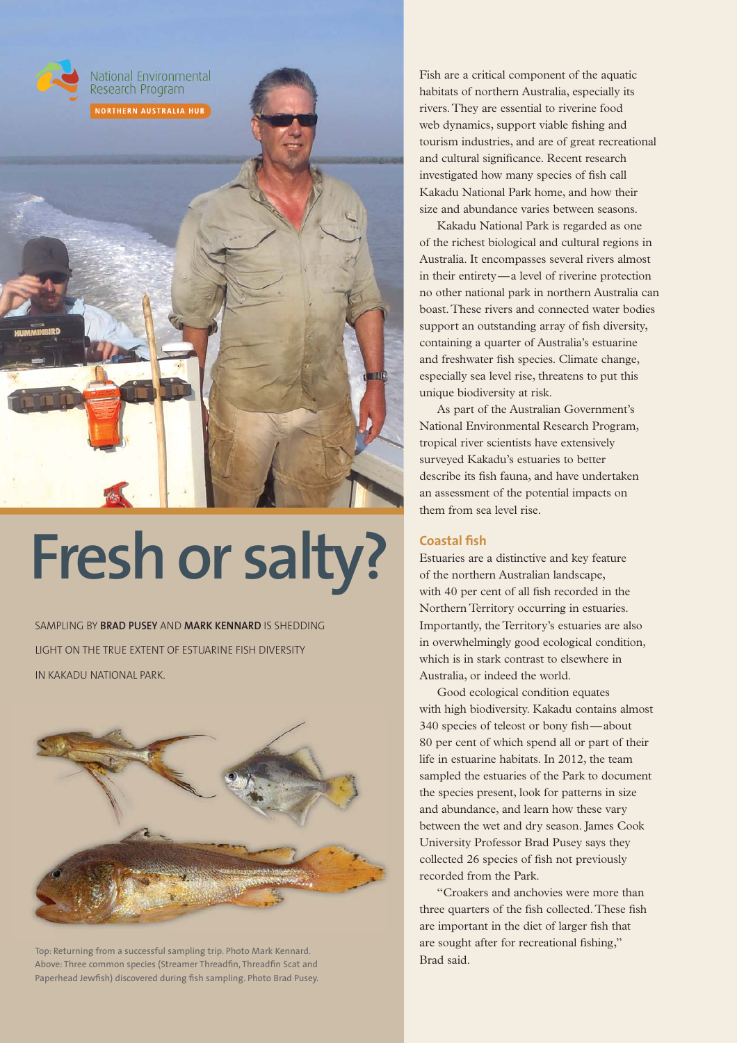National Environmental Research Program

NORTHERN AUSTRALIA HUB

# Fresh or salty?

SAMPLING BY **BRAD PUSEY** AND **MARK KENNARD** IS SHEDDING LIGHT ON THE TRUE EXTENT OF ESTUARINE FISH DIVERSITY IN KAKADU NATIONAL PARK.

Top: Returning from a successful sampling trip. Photo Mark Kennard. Above: Three common species (Streamer Threadfin, Threadfin Scat and Paperhead Jewfish) discovered during fish sampling. Photo Brad Pusey.

Fish are a critical component of the aquatic habitats of northern Australia, especially its rivers. They are essential to riverine food web dynamics, support viable fishing and tourism industries, and are of great recreational and cultural significance. Recent research investigated how many species of fish call Kakadu National Park home, and how their size and abundance varies between seasons.

Kakadu National Park is regarded as one of the richest biological and cultural regions in Australia. It encompasses several rivers almost in their entirety—a level of riverine protection no other national park in northern Australia can boast. These rivers and connected water bodies support an outstanding array of fish diversity, containing a quarter of Australia's estuarine and freshwater fish species. Climate change, especially sea level rise, threatens to put this unique biodiversity at risk.

As part of the Australian Government's National Environmental Research Program, tropical river scientists have extensively surveyed Kakadu's estuaries to better describe its fish fauna, and have undertaken an assessment of the potential impacts on them from sea level rise.

## Coastal fish

Estuaries are a distinctive and key feature of the northern Australian landscape, with 40 per cent of all fish recorded in the Northern Territory occurring in estuaries. Importantly, the Territory's estuaries are also in overwhelmingly good ecological condition, which is in stark contrast to elsewhere in Australia, or indeed the world.

Good ecological condition equates with high biodiversity. Kakadu contains almost 340 species of teleost or bony fish—about 80 per cent of which spend all or part of their life in estuarine habitats. In 2012, the team sampled the estuaries of the Park to document the species present, look for patterns in size and abundance, and learn how these vary between the wet and dry season. James Cook University Professor Brad Pusey says they collected 26 species of fish not previously recorded from the Park.

"Croakers and anchovies were more than three quarters of the fish collected. These fish are important in the diet of larger fish that are sought after for recreational fishing," Brad said.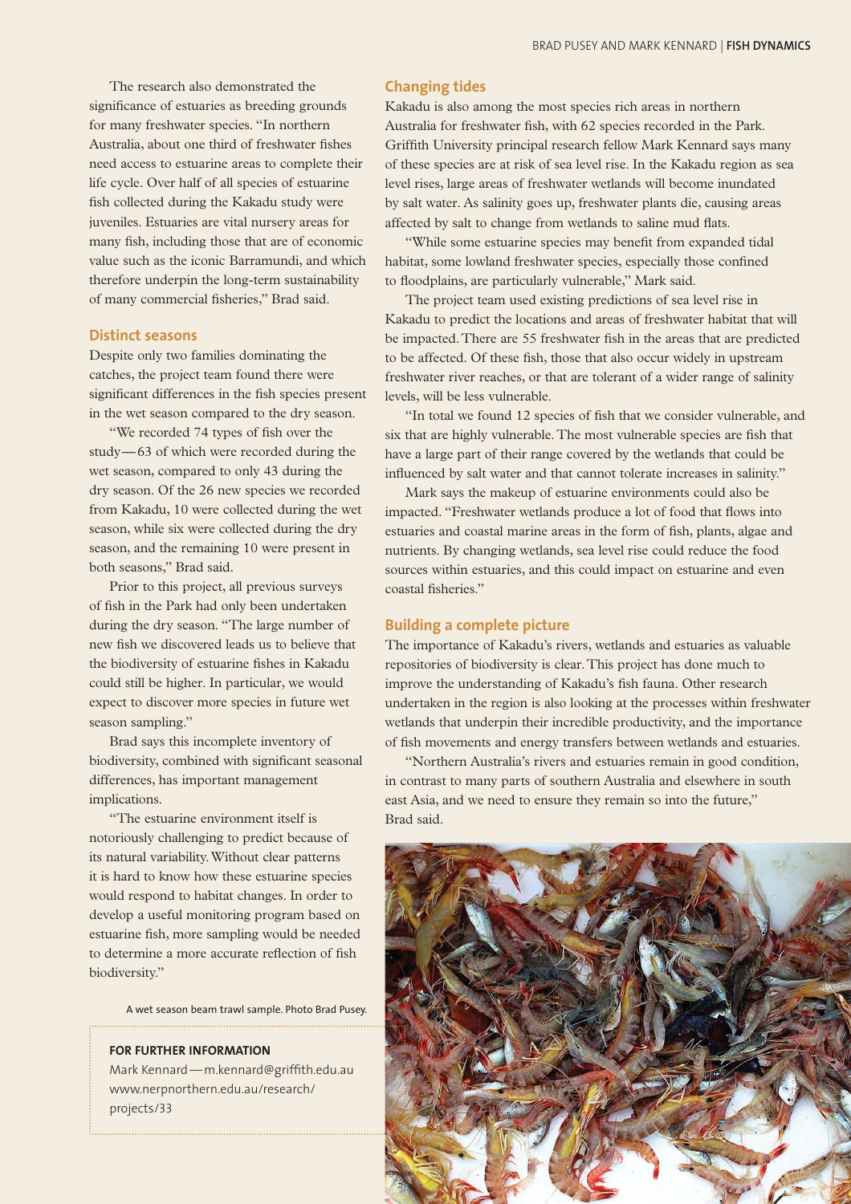The research also demonstrated the significance of estuaries as breeding grounds for many freshwater species. "In northern Australia, about one third of freshwater fishes need access to estuarine areas to complete their life cycle. Over half of all species of estuarine fish collected during the Kakadu study were juveniles. Estuaries are vital nursery areas for many fish, including those that are of economic value such as the iconic Barramundi, and which therefore underpin the long-term sustainability of many commercial fisheries," Brad said.

## Distinct seasons

Despite only two families dominating the catches, the project team found there were significant differences in the fish species present in the wet season compared to the dry season.

"We recorded 74 types of fish over the study—63 of which were recorded during the wet season, compared to only 43 during the dry season. Of the 26 new species we recorded from Kakadu, 10 were collected during the wet season, while six were collected during the dry season, and the remaining 10 were present in both seasons," Brad said.

Prior to this project, all previous surveys of fish in the Park had only been undertaken during the dry season. "The large number of new fish we discovered leads us to believe that the biodiversity of estuarine fishes in Kakadu could still be higher. In particular, we would expect to discover more species in future wet season sampling."

Brad says this incomplete inventory of biodiversity, combined with significant seasonal differences, has important management implications.

"The estuarine environment itself is notoriously challenging to predict because of its natural variability. Without clear patterns it is hard to know how these estuarine species would respond to habitat changes. In order to develop a useful monitoring program based on estuarine fish, more sampling would be needed to determine a more accurate reflection of fish biodiversity."

## Changing tides

Kakadu is also among the most species rich areas in northern Australia for freshwater fish, with 62 species recorded in the Park. Griffith University principal research fellow Mark Kennard says many of these species are at risk of sea level rise. In the Kakadu region as sea level rises, large areas of freshwater wetlands will become inundated by salt water. As salinity goes up, freshwater plants die, causing areas affected by salt to change from wetlands to saline mud flats.

"While some estuarine species may benefit from expanded tidal habitat, some lowland freshwater species, especially those confined to floodplains, are particularly vulnerable," Mark said.

The project team used existing predictions of sea level rise in Kakadu to predict the locations and areas of freshwater habitat that will be impacted. There are 55 freshwater fish in the areas that are predicted to be affected. Of these fish, those that also occur widely in upstream freshwater river reaches, or that are tolerant of a wider range of salinity levels, will be less vulnerable.

"In total we found 12 species of fish that we consider vulnerable, and six that are highly vulnerable. The most vulnerable species are fish that have a large part of their range covered by the wetlands that could be influenced by salt water and that cannot tolerate increases in salinity."

Mark says the makeup of estuarine environments could also be impacted. "Freshwater wetlands produce a lot of food that flows into estuaries and coastal marine areas in the form of fish, plants, algae and nutrients. By changing wetlands, sea level rise could reduce the food sources within estuaries, and this could impact on estuarine and even coastal fisheries."

## Building a complete picture

The importance of Kakadu's rivers, wetlands and estuaries as valuable repositories of biodiversity is clear. This project has done much to improve the understanding of Kakadu's fish fauna. Other research undertaken in the region is also looking at the processes within freshwater wetlands that underpin their incredible productivity, and the importance of fish movements and energy transfers between wetlands and estuaries.

"Northern Australia's rivers and estuaries remain in good condition, in contrast to many parts of southern Australia and elsewhere in south east Asia, and we need to ensure they remain so into the future," Brad said.

A wet season beam trawl sample. Photo Brad Pusey.

**FOR FURTHER INFORMATION**

Mark Kennard—m.kennard@griffith.edu.au
www.nerpnorthern.edu.au/research/projects/33